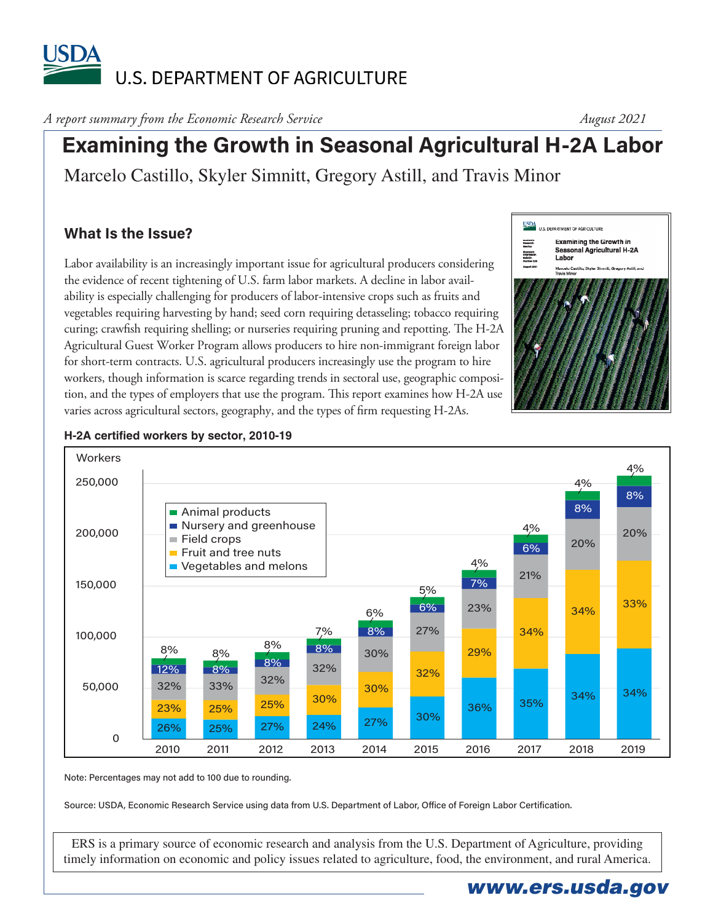USDA U.S. DEPARTMENT OF AGRICULTURE

*A report summary from the Economic Research Service* — August 2021

# Examining the Growth in Seasonal Agricultural H-2A Labor

Marcelo Castillo, Skyler Simnitt, Gregory Astill, and Travis Minor

## What Is the Issue?

Labor availability is an increasingly important issue for agricultural producers considering the evidence of recent tightening of U.S. farm labor markets. A decline in labor availability is especially challenging for producers of labor-intensive crops such as fruits and vegetables requiring harvesting by hand; seed corn requiring detasseling; tobacco requiring curing; crawfish requiring shelling; or nurseries requiring pruning and repotting. The H-2A Agricultural Guest Worker Program allows producers to hire non-immigrant foreign labor for short-term contracts. U.S. agricultural producers increasingly use the program to hire workers, though information is scarce regarding trends in sectoral use, geographic composition, and the types of employers that use the program. This report examines how H-2A use varies across agricultural sectors, geography, and the types of firm requesting H-2As.

**H-2A certified workers by sector, 2010-19**

| Year | Vegetables and melons | Fruit and tree nuts | Field crops | Nursery and greenhouse | Animal products |
|---|---|---|---|---|---|
| 2010 | 26% | 23% | 32% | 12% | 8% |
| 2011 | 25% | 25% | 33% | 8% | 8% |
| 2012 | 27% | 25% | 32% | 8% | 8% |
| 2013 | 24% | 30% | 32% | 8% | 7% |
| 2014 | 27% | 30% | 30% | 8% | 6% |
| 2015 | 30% | 32% | 27% | 6% | 5% |
| 2016 | 36% | 29% | 23% | 7% | 4% |
| 2017 | 35% | 34% | 21% | 6% | 4% |
| 2018 | 34% | 34% | 20% | 8% | 4% |
| 2019 | 34% | 33% | 20% | 8% | 4% |

Note: Percentages may not add to 100 due to rounding.

Source: USDA, Economic Research Service using data from U.S. Department of Labor, Office of Foreign Labor Certification.

ERS is a primary source of economic research and analysis from the U.S. Department of Agriculture, providing timely information on economic and policy issues related to agriculture, food, the environment, and rural America.

**www.ers.usda.gov**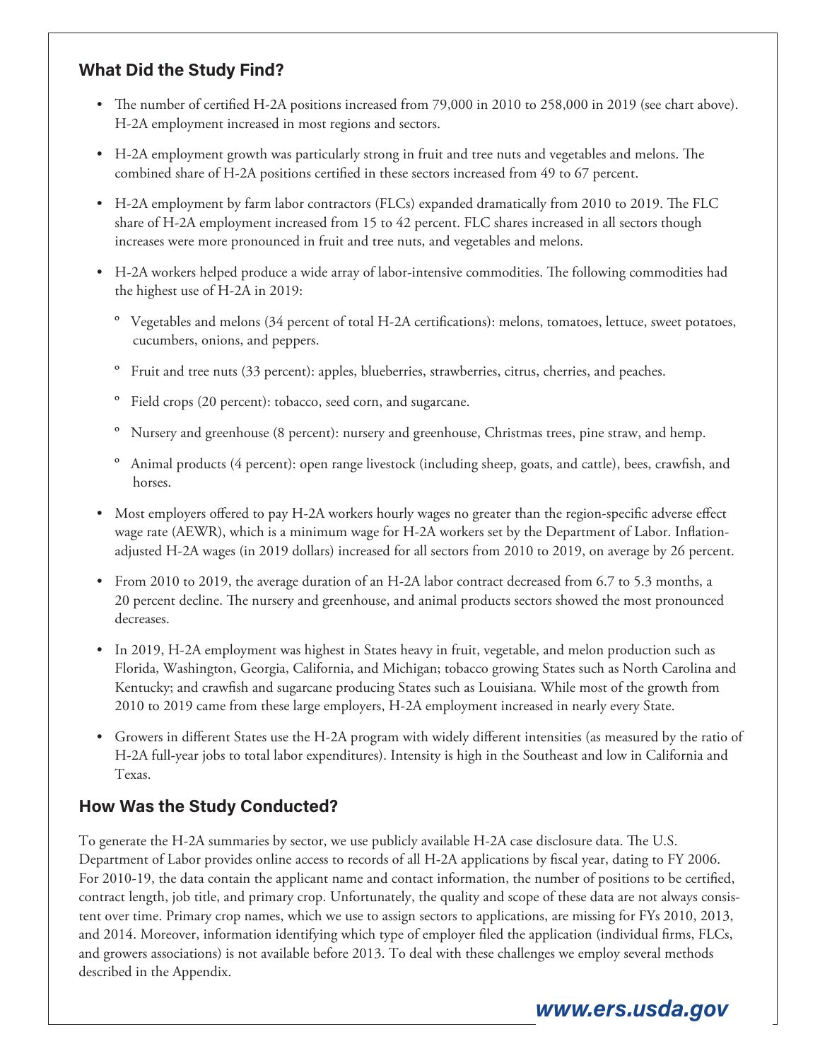## What Did the Study Find?

- The number of certified H-2A positions increased from 79,000 in 2010 to 258,000 in 2019 (see chart above). H-2A employment increased in most regions and sectors.
- H-2A employment growth was particularly strong in fruit and tree nuts and vegetables and melons. The combined share of H-2A positions certified in these sectors increased from 49 to 67 percent.
- H-2A employment by farm labor contractors (FLCs) expanded dramatically from 2010 to 2019. The FLC share of H-2A employment increased from 15 to 42 percent. FLC shares increased in all sectors though increases were more pronounced in fruit and tree nuts, and vegetables and melons.
- H-2A workers helped produce a wide array of labor-intensive commodities. The following commodities had the highest use of H-2A in 2019:
  - Vegetables and melons (34 percent of total H-2A certifications): melons, tomatoes, lettuce, sweet potatoes, cucumbers, onions, and peppers.
  - Fruit and tree nuts (33 percent): apples, blueberries, strawberries, citrus, cherries, and peaches.
  - Field crops (20 percent): tobacco, seed corn, and sugarcane.
  - Nursery and greenhouse (8 percent): nursery and greenhouse, Christmas trees, pine straw, and hemp.
  - Animal products (4 percent): open range livestock (including sheep, goats, and cattle), bees, crawfish, and horses.
- Most employers offered to pay H-2A workers hourly wages no greater than the region-specific adverse effect wage rate (AEWR), which is a minimum wage for H-2A workers set by the Department of Labor. Inflation-adjusted H-2A wages (in 2019 dollars) increased for all sectors from 2010 to 2019, on average by 26 percent.
- From 2010 to 2019, the average duration of an H-2A labor contract decreased from 6.7 to 5.3 months, a 20 percent decline. The nursery and greenhouse, and animal products sectors showed the most pronounced decreases.
- In 2019, H-2A employment was highest in States heavy in fruit, vegetable, and melon production such as Florida, Washington, Georgia, California, and Michigan; tobacco growing States such as North Carolina and Kentucky; and crawfish and sugarcane producing States such as Louisiana. While most of the growth from 2010 to 2019 came from these large employers, H-2A employment increased in nearly every State.
- Growers in different States use the H-2A program with widely different intensities (as measured by the ratio of H-2A full-year jobs to total labor expenditures). Intensity is high in the Southeast and low in California and Texas.

## How Was the Study Conducted?

To generate the H-2A summaries by sector, we use publicly available H-2A case disclosure data. The U.S. Department of Labor provides online access to records of all H-2A applications by fiscal year, dating to FY 2006. For 2010-19, the data contain the applicant name and contact information, the number of positions to be certified, contract length, job title, and primary crop. Unfortunately, the quality and scope of these data are not always consistent over time. Primary crop names, which we use to assign sectors to applications, are missing for FYs 2010, 2013, and 2014. Moreover, information identifying which type of employer filed the application (individual firms, FLCs, and growers associations) is not available before 2013. To deal with these challenges we employ several methods described in the Appendix.